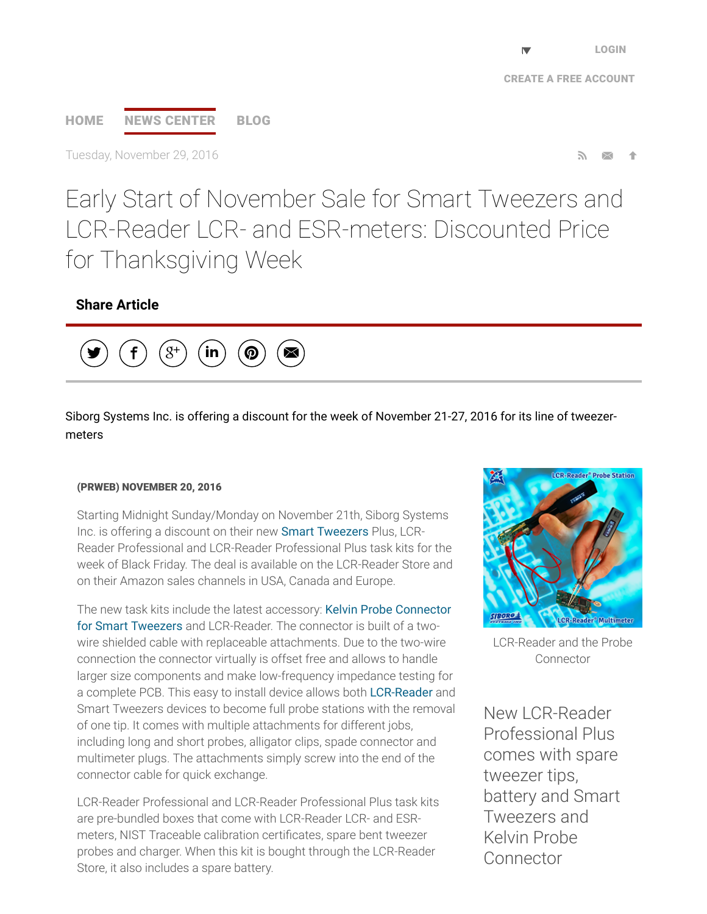LOGIN

CREATE A FREE ACCOUNT

HOME   NEWS CENTER   BLOG

Tuesday, November 29, 2016

# Early Start of November Sale for Smart Tweezers and LCR-Reader LCR- and ESR-meters: Discounted Price for Thanksgiving Week

**Share Article**

Siborg Systems Inc. is offering a discount for the week of November 21-27, 2016 for its line of tweezer-meters

**(PRWEB) NOVEMBER 20, 2016**

Starting Midnight Sunday/Monday on November 21th, Siborg Systems Inc. is offering a discount on their new Smart Tweezers Plus, LCR-Reader Professional and LCR-Reader Professional Plus task kits for the week of Black Friday. The deal is available on the LCR-Reader Store and on their Amazon sales channels in USA, Canada and Europe.

The new task kits include the latest accessory: Kelvin Probe Connector for Smart Tweezers and LCR-Reader. The connector is built of a two-wire shielded cable with replaceable attachments. Due to the two-wire connection the connector virtually is offset free and allows to handle larger size components and make low-frequency impedance testing for a complete PCB. This easy to install device allows both LCR-Reader and Smart Tweezers devices to become full probe stations with the removal of one tip. It comes with multiple attachments for different jobs, including long and short probes, alligator clips, spade connector and multimeter plugs. The attachments simply screw into the end of the connector cable for quick exchange.

LCR-Reader Professional and LCR-Reader Professional Plus task kits are pre-bundled boxes that come with LCR-Reader LCR- and ESR-meters, NIST Traceable calibration certificates, spare bent tweezer probes and charger. When this kit is bought through the LCR-Reader Store, it also includes a spare battery.

LCR-Reader and the Probe Connector

New LCR-Reader Professional Plus comes with spare tweezer tips, battery and Smart Tweezers and Kelvin Probe Connector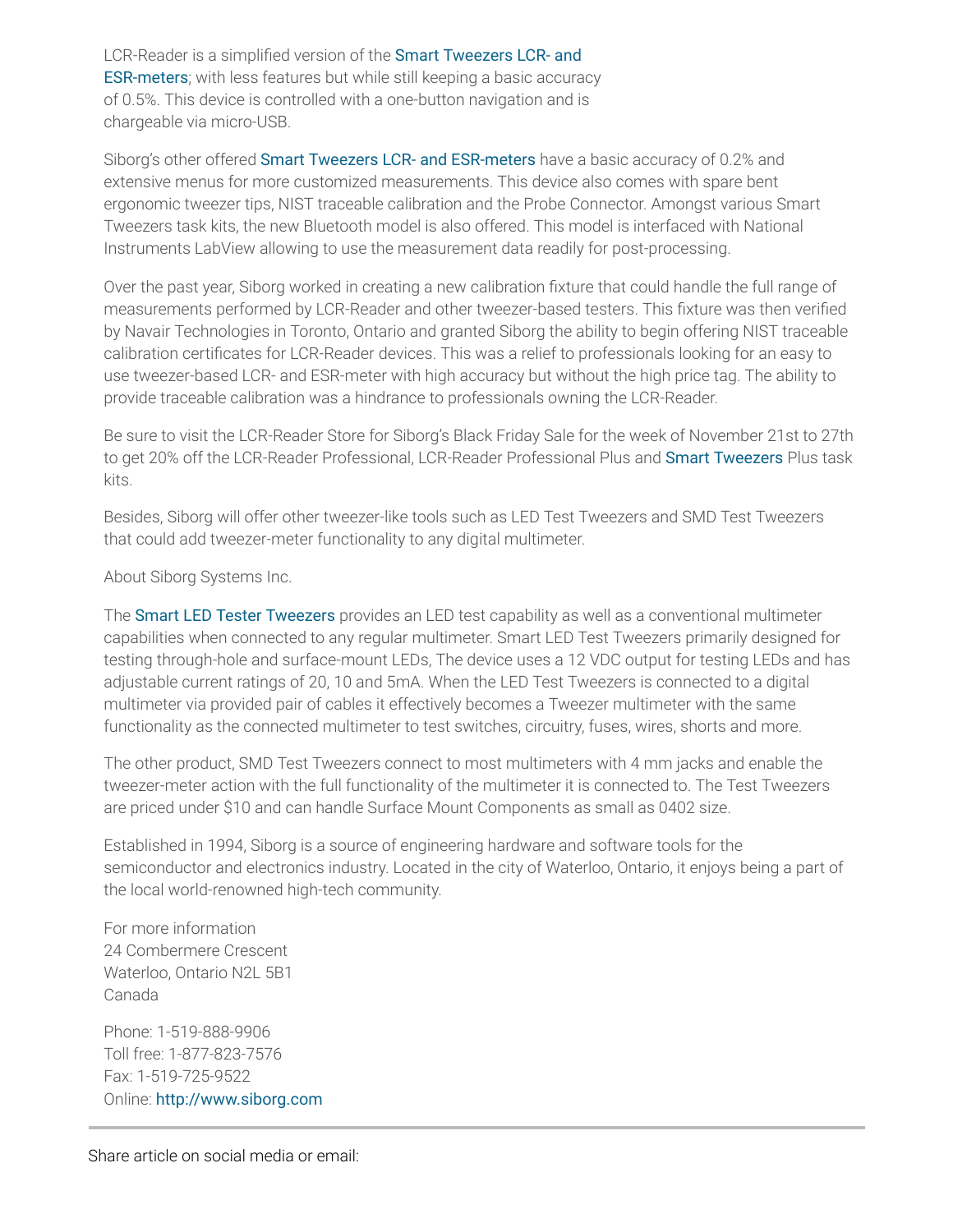LCR-Reader is a simplified version of the Smart Tweezers LCR- and ESR-meters; with less features but while still keeping a basic accuracy of 0.5%. This device is controlled with a one-button navigation and is chargeable via micro-USB.

Siborg's other offered Smart Tweezers LCR- and ESR-meters have a basic accuracy of 0.2% and extensive menus for more customized measurements. This device also comes with spare bent ergonomic tweezer tips, NIST traceable calibration and the Probe Connector. Amongst various Smart Tweezers task kits, the new Bluetooth model is also offered. This model is interfaced with National Instruments LabView allowing to use the measurement data readily for post-processing.

Over the past year, Siborg worked in creating a new calibration fixture that could handle the full range of measurements performed by LCR-Reader and other tweezer-based testers. This fixture was then verified by Navair Technologies in Toronto, Ontario and granted Siborg the ability to begin offering NIST traceable calibration certificates for LCR-Reader devices. This was a relief to professionals looking for an easy to use tweezer-based LCR- and ESR-meter with high accuracy but without the high price tag. The ability to provide traceable calibration was a hindrance to professionals owning the LCR-Reader.

Be sure to visit the LCR-Reader Store for Siborg's Black Friday Sale for the week of November 21st to 27th to get 20% off the LCR-Reader Professional, LCR-Reader Professional Plus and Smart Tweezers Plus task kits.

Besides, Siborg will offer other tweezer-like tools such as LED Test Tweezers and SMD Test Tweezers that could add tweezer-meter functionality to any digital multimeter.

About Siborg Systems Inc.

The Smart LED Tester Tweezers provides an LED test capability as well as a conventional multimeter capabilities when connected to any regular multimeter. Smart LED Test Tweezers primarily designed for testing through-hole and surface-mount LEDs, The device uses a 12 VDC output for testing LEDs and has adjustable current ratings of 20, 10 and 5mA. When the LED Test Tweezers is connected to a digital multimeter via provided pair of cables it effectively becomes a Tweezer multimeter with the same functionality as the connected multimeter to test switches, circuitry, fuses, wires, shorts and more.

The other product, SMD Test Tweezers connect to most multimeters with 4 mm jacks and enable the tweezer-meter action with the full functionality of the multimeter it is connected to. The Test Tweezers are priced under $10 and can handle Surface Mount Components as small as 0402 size.

Established in 1994, Siborg is a source of engineering hardware and software tools for the semiconductor and electronics industry. Located in the city of Waterloo, Ontario, it enjoys being a part of the local world-renowned high-tech community.

For more information
24 Combermere Crescent
Waterloo, Ontario N2L 5B1
Canada

Phone: 1-519-888-9906
Toll free: 1-877-823-7576
Fax: 1-519-725-9522
Online: http://www.siborg.com

---

Share article on social media or email: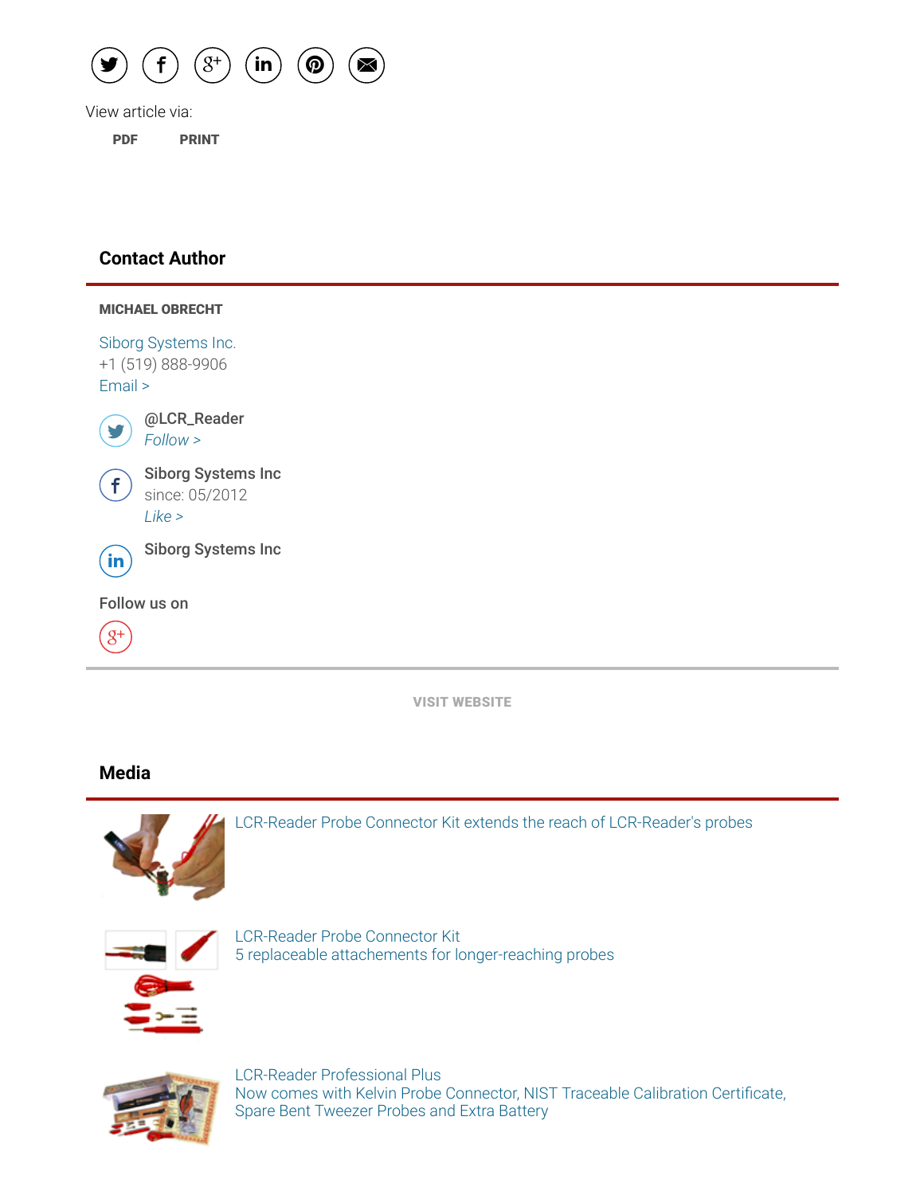View article via:

PDF PRINT

## Contact Author

**MICHAEL OBRECHT**

Siborg Systems Inc.
+1 (519) 888-9906
Email >

@LCR_Reader
*Follow >*

Siborg Systems Inc
since: 05/2012
*Like >*

Siborg Systems Inc

Follow us on

VISIT WEBSITE

## Media

LCR-Reader Probe Connector Kit extends the reach of LCR-Reader's probes

LCR-Reader Probe Connector Kit
5 replaceable attachements for longer-reaching probes

LCR-Reader Professional Plus
Now comes with Kelvin Probe Connector, NIST Traceable Calibration Certificate, Spare Bent Tweezer Probes and Extra Battery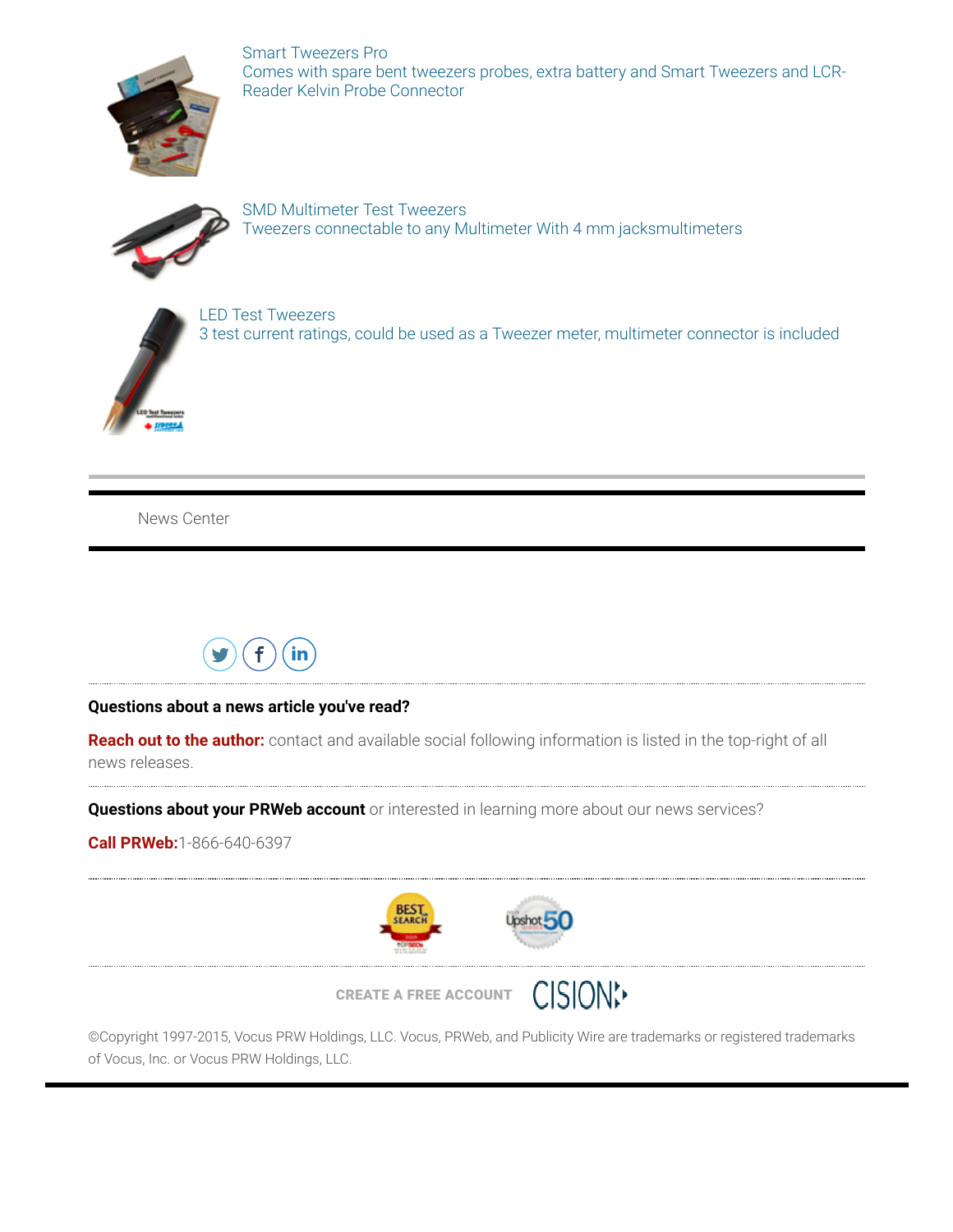Smart Tweezers Pro
Comes with spare bent tweezers probes, extra battery and Smart Tweezers and LCR-Reader Kelvin Probe Connector

SMD Multimeter Test Tweezers
Tweezers connectable to any Multimeter With 4 mm jacksmultimeters

LED Test Tweezers
3 test current ratings, could be used as a Tweezer meter, multimeter connector is included

News Center

**Questions about a news article you've read?**

**Reach out to the author:** contact and available social following information is listed in the top-right of all news releases.

**Questions about your PRWeb account** or interested in learning more about our news services?

**Call PRWeb:**1-866-640-6397

CREATE A FREE ACCOUNT

©Copyright 1997-2015, Vocus PRW Holdings, LLC. Vocus, PRWeb, and Publicity Wire are trademarks or registered trademarks of Vocus, Inc. or Vocus PRW Holdings, LLC.